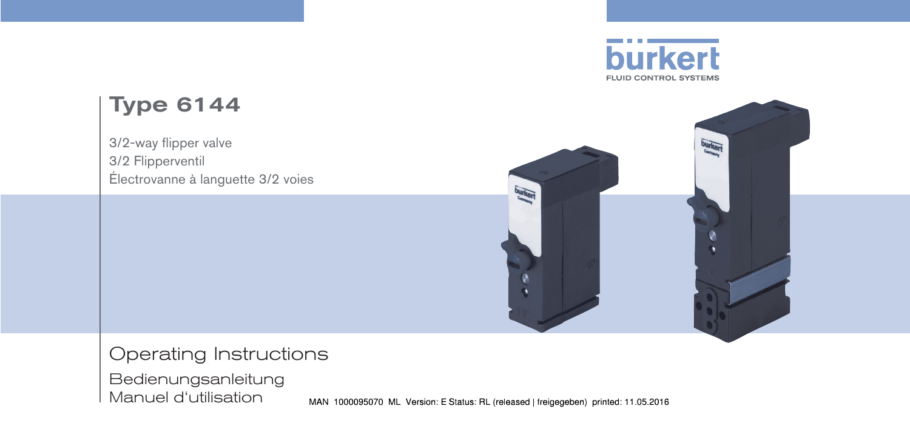# Type 6144

3/2-way flipper valve
3/2 Flipperventil
Électrovanne à languette 3/2 voies

## Operating Instructions

Bedienungsanleitung
Manuel d'utilisation

MAN 1000095070 ML Version: E Status: RL (released | freigegeben) printed: 11.05.2016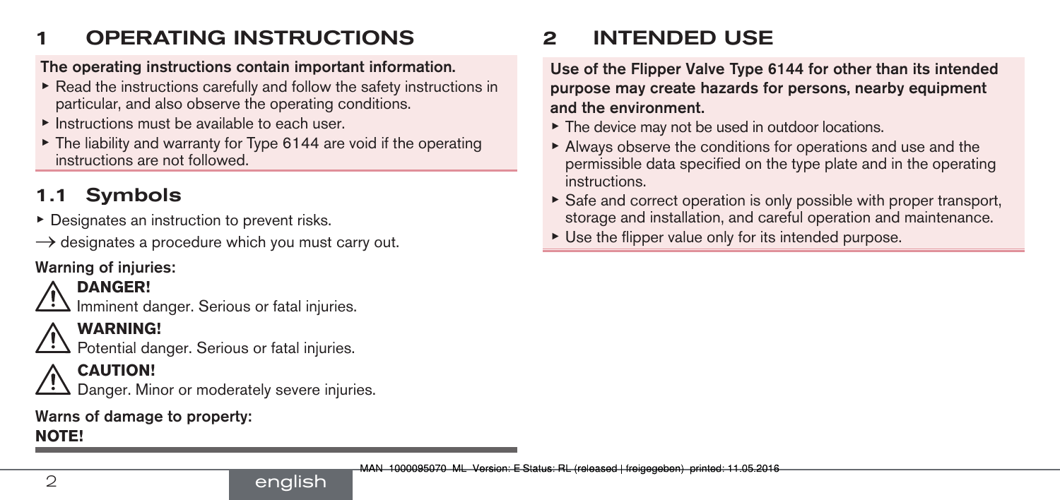# 1 OPERATING INSTRUCTIONS

**The operating instructions contain important information.**

- ▶ Read the instructions carefully and follow the safety instructions in particular, and also observe the operating conditions.
- ▶ Instructions must be available to each user.
- ▶ The liability and warranty for Type 6144 are void if the operating instructions are not followed.

## 1.1 Symbols

▶ Designates an instruction to prevent risks.

→ designates a procedure which you must carry out.

**Warning of injuries:**

⚠ **DANGER!**
Imminent danger. Serious or fatal injuries.

⚠ **WARNING!**
Potential danger. Serious or fatal injuries.

⚠ **CAUTION!**
Danger. Minor or moderately severe injuries.

**Warns of damage to property:**

**NOTE!**

# 2 INTENDED USE

**Use of the Flipper Valve Type 6144 for other than its intended purpose may create hazards for persons, nearby equipment and the environment.**

- ▶ The device may not be used in outdoor locations.
- ▶ Always observe the conditions for operations and use and the permissible data specified on the type plate and in the operating instructions.
- ▶ Safe and correct operation is only possible with proper transport, storage and installation, and careful operation and maintenance.
- ▶ Use the flipper value only for its intended purpose.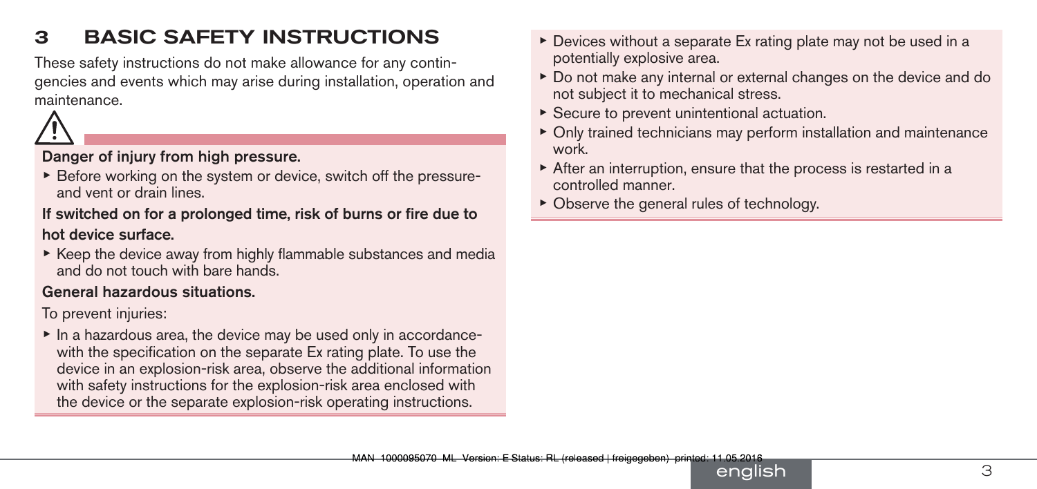# 3 BASIC SAFETY INSTRUCTIONS

These safety instructions do not make allowance for any contingencies and events which may arise during installation, operation and maintenance.

⚠

**Danger of injury from high pressure.**

- Before working on the system or device, switch off the pressure and vent or drain lines.

**If switched on for a prolonged time, risk of burns or fire due to hot device surface.**

- Keep the device away from highly flammable substances and media and do not touch with bare hands.

**General hazardous situations.**

To prevent injuries:

- In a hazardous area, the device may be used only in accordance with the specification on the separate Ex rating plate. To use the device in an explosion-risk area, observe the additional information with safety instructions for the explosion-risk area enclosed with the device or the separate explosion-risk operating instructions.
- Devices without a separate Ex rating plate may not be used in a potentially explosive area.
- Do not make any internal or external changes on the device and do not subject it to mechanical stress.
- Secure to prevent unintentional actuation.
- Only trained technicians may perform installation and maintenance work.
- After an interruption, ensure that the process is restarted in a controlled manner.
- Observe the general rules of technology.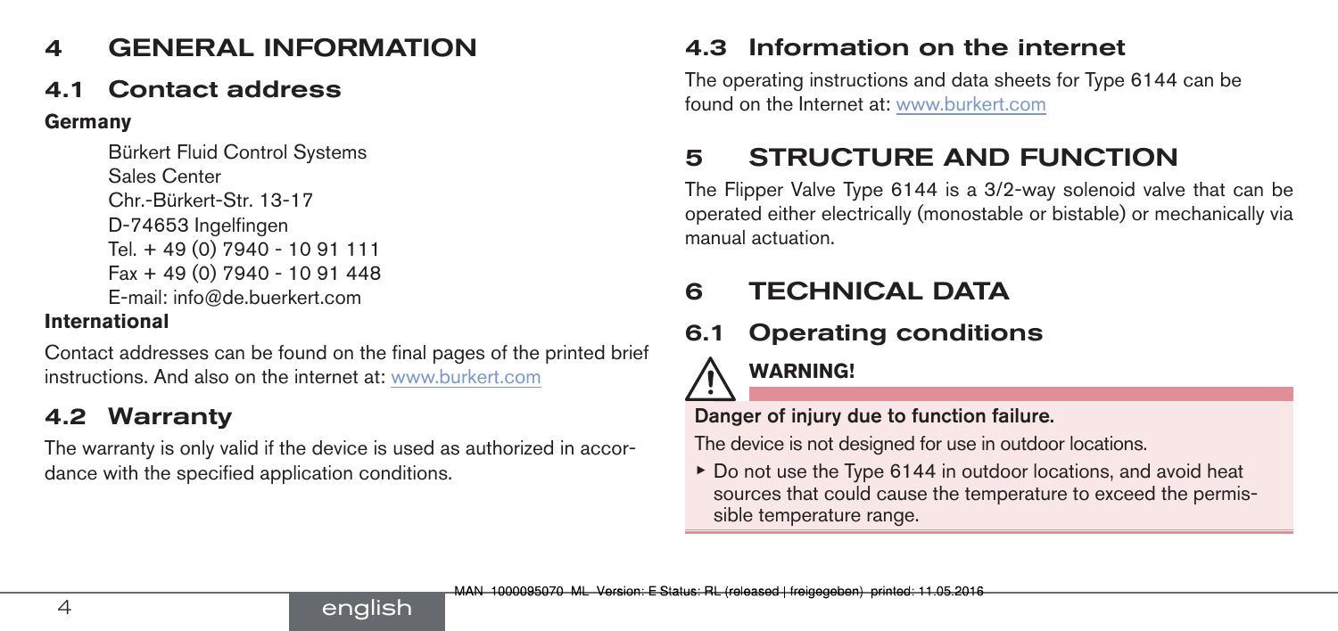# 4 GENERAL INFORMATION

## 4.1 Contact address

**Germany**

Bürkert Fluid Control Systems
Sales Center
Chr.-Bürkert-Str. 13-17
D-74653 Ingelfingen
Tel. + 49 (0) 7940 - 10 91 111
Fax + 49 (0) 7940 - 10 91 448
E-mail: info@de.buerkert.com

**International**

Contact addresses can be found on the final pages of the printed brief instructions. And also on the internet at: www.burkert.com

## 4.2 Warranty

The warranty is only valid if the device is used as authorized in accordance with the specified application conditions.

## 4.3 Information on the internet

The operating instructions and data sheets for Type 6144 can be found on the Internet at: www.burkert.com

# 5 STRUCTURE AND FUNCTION

The Flipper Valve Type 6144 is a 3/2-way solenoid valve that can be operated either electrically (monostable or bistable) or mechanically via manual actuation.

# 6 TECHNICAL DATA

## 6.1 Operating conditions

**WARNING!**

**Danger of injury due to function failure.**

The device is not designed for use in outdoor locations.

- Do not use the Type 6144 in outdoor locations, and avoid heat sources that could cause the temperature to exceed the permissible temperature range.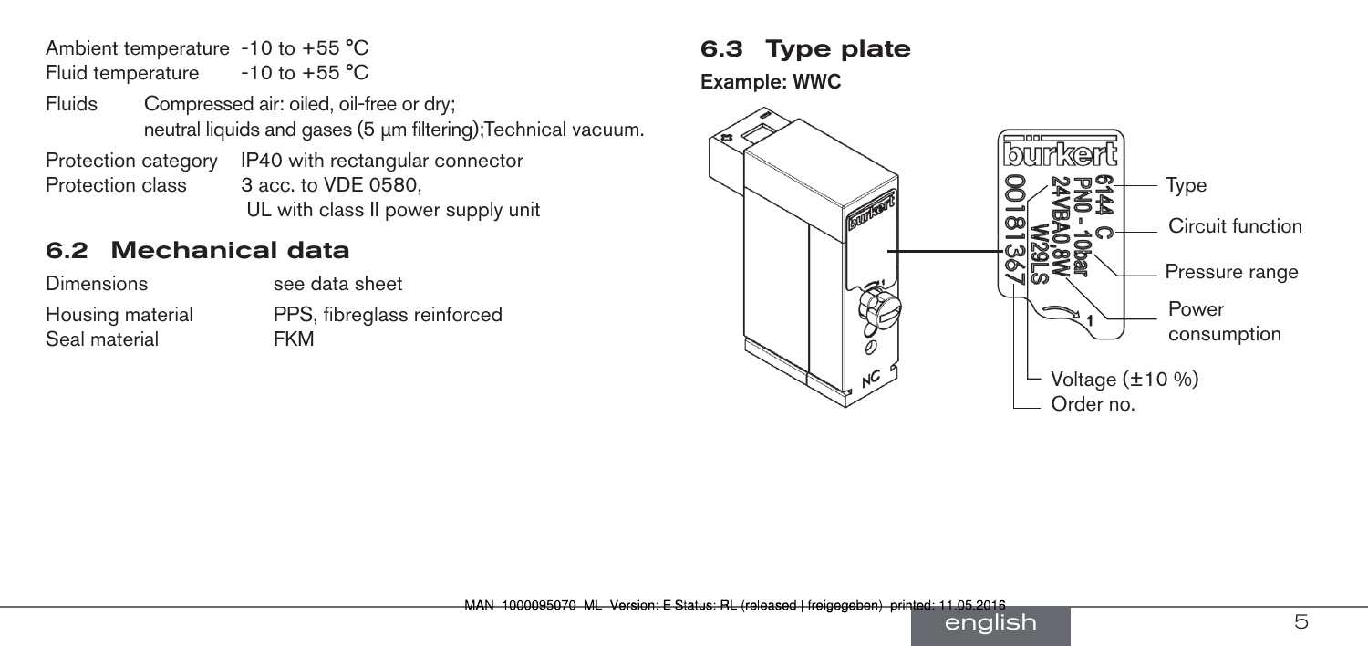| | |
|---|---|
| Ambient temperature | -10 to +55 °C |
| Fluid temperature | -10 to +55 °C |
| Fluids | Compressed air: oiled, oil-free or dry; neutral liquids and gases (5 µm filtering);Technical vacuum. |
| Protection category | IP40 with rectangular connector |
| Protection class | 3 acc. to VDE 0580, UL with class II power supply unit |

## 6.2 Mechanical data

| | |
|---|---|
| Dimensions | see data sheet |
| Housing material | PPS, fibreglass reinforced |
| Seal material | FKM |

## 6.3 Type plate

**Example: WWC**

burkert
6144 C
PN0 - 10bar
24VBA0,8W
W29LS
00181367

Type
Circuit function
Pressure range
Power consumption
Voltage (±10 %)
Order no.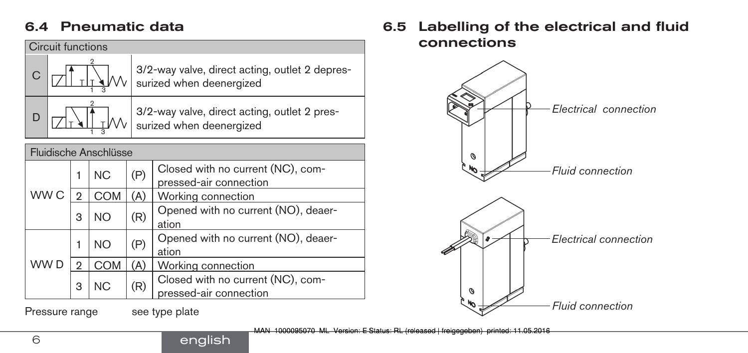## 6.4 Pneumatic data

| Circuit functions | | |
|---|---|---|
| C | | 3/2-way valve, direct acting, outlet 2 depressurized when deenergized |
| D | | 3/2-way valve, direct acting, outlet 2 pressurized when deenergized |

| Fluidische Anschlüsse | | | | |
|---|---|---|---|---|
| WW C | 1 | NC | (P) | Closed with no current (NC), compressed-air connection |
| | 2 | COM | (A) | Working connection |
| | 3 | NO | (R) | Opened with no current (NO), deaeration |
| WW D | 1 | NO | (P) | Opened with no current (NO), deaeration |
| | 2 | COM | (A) | Working connection |
| | 3 | NC | (R) | Closed with no current (NC), compressed-air connection |

Pressure range see type plate

## 6.5 Labelling of the electrical and fluid connections

*Electrical connection*

*Fluid connection*

*Electrical connection*

*Fluid connection*

MAN 1000095070 ML Version: E Status: RL (released | freigegeben) printed: 11.05.2016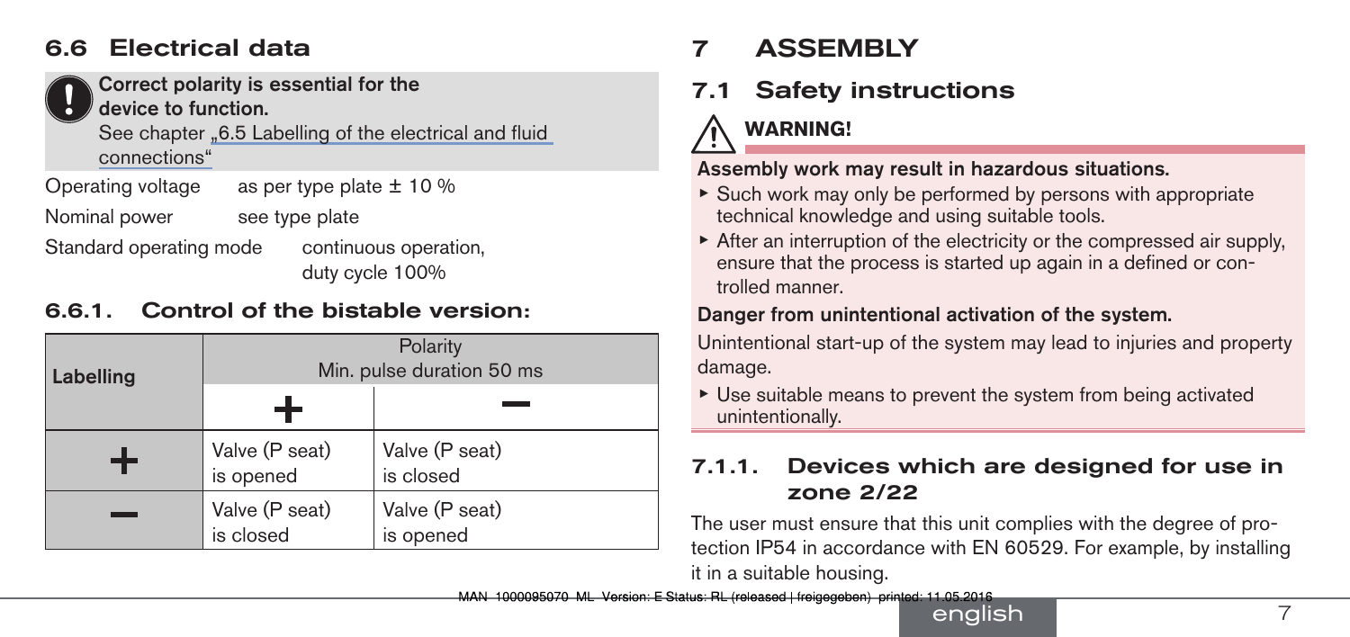## 6.6 Electrical data

**Correct polarity is essential for the device to function.**
See chapter „6.5 Labelling of the electrical and fluid connections"

Operating voltage as per type plate ± 10 %

Nominal power see type plate

Standard operating mode continuous operation, duty cycle 100%

### 6.6.1. Control of the bistable version:

| Labelling | Polarity Min. pulse duration 50 ms | |
|---|---|---|
| | + | − |
| + | Valve (P seat) is opened | Valve (P seat) is closed |
| − | Valve (P seat) is closed | Valve (P seat) is opened |

# 7 ASSEMBLY

## 7.1 Safety instructions

**WARNING!**

**Assembly work may result in hazardous situations.**

- Such work may only be performed by persons with appropriate technical knowledge and using suitable tools.
- After an interruption of the electricity or the compressed air supply, ensure that the process is started up again in a defined or controlled manner.

**Danger from unintentional activation of the system.**

Unintentional start-up of the system may lead to injuries and property damage.

- Use suitable means to prevent the system from being activated unintentionally.

### 7.1.1. Devices which are designed for use in zone 2/22

The user must ensure that this unit complies with the degree of protection IP54 in accordance with EN 60529. For example, by installing it in a suitable housing.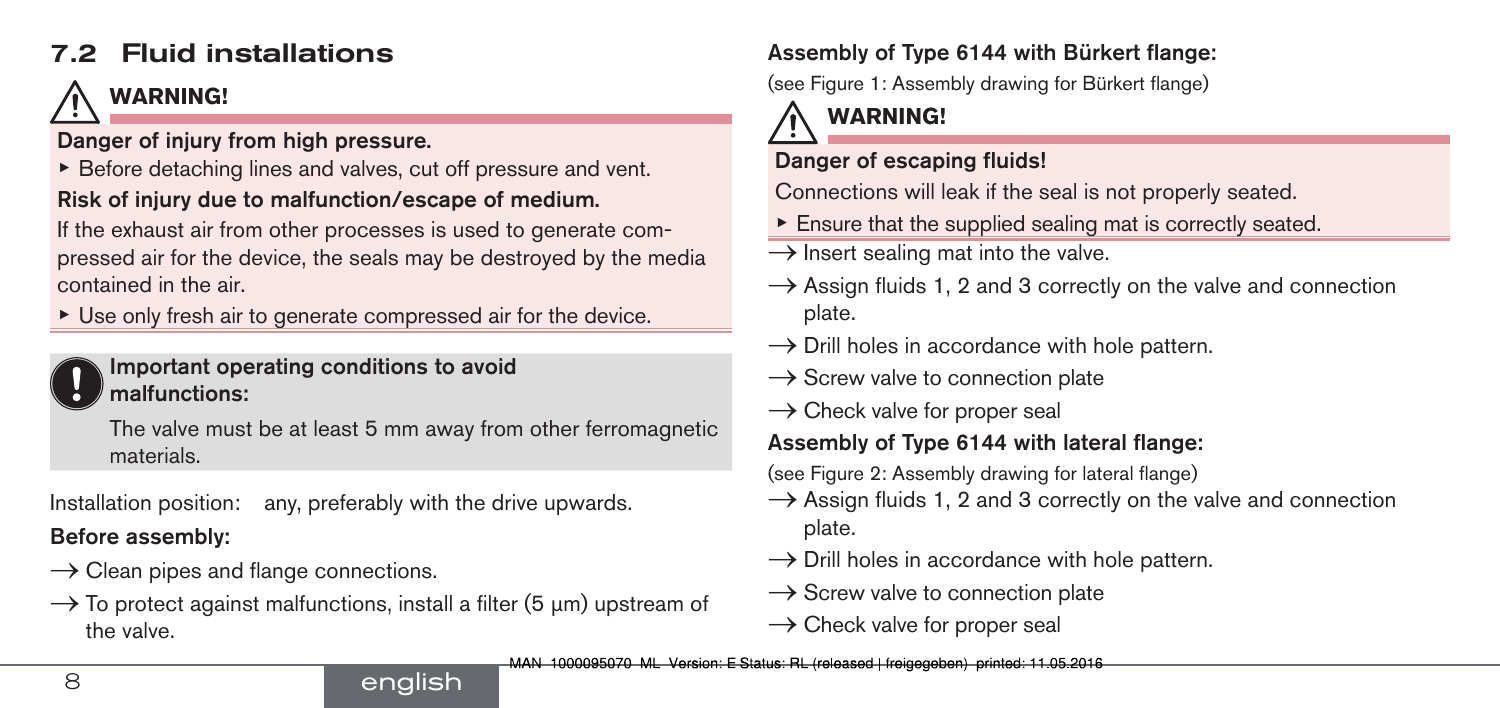## 7.2 Fluid installations

**⚠ WARNING!**

**Danger of injury from high pressure.**

▶ Before detaching lines and valves, cut off pressure and vent.

**Risk of injury due to malfunction/escape of medium.**

If the exhaust air from other processes is used to generate compressed air for the device, the seals may be destroyed by the media contained in the air.

▶ Use only fresh air to generate compressed air for the device.

**Important operating conditions to avoid malfunctions:**

The valve must be at least 5 mm away from other ferromagnetic materials.

Installation position: any, preferably with the drive upwards.

**Before assembly:**

→ Clean pipes and flange connections.

→ To protect against malfunctions, install a filter (5 µm) upstream of the valve.

**Assembly of Type 6144 with Bürkert flange:**

(see Figure 1: Assembly drawing for Bürkert flange)

**⚠ WARNING!**

**Danger of escaping fluids!**

Connections will leak if the seal is not properly seated.

▶ Ensure that the supplied sealing mat is correctly seated.

→ Insert sealing mat into the valve.

→ Assign fluids 1, 2 and 3 correctly on the valve and connection plate.

→ Drill holes in accordance with hole pattern.

→ Screw valve to connection plate

→ Check valve for proper seal

**Assembly of Type 6144 with lateral flange:**

(see Figure 2: Assembly drawing for lateral flange)

→ Assign fluids 1, 2 and 3 correctly on the valve and connection plate.

→ Drill holes in accordance with hole pattern.

→ Screw valve to connection plate

→ Check valve for proper seal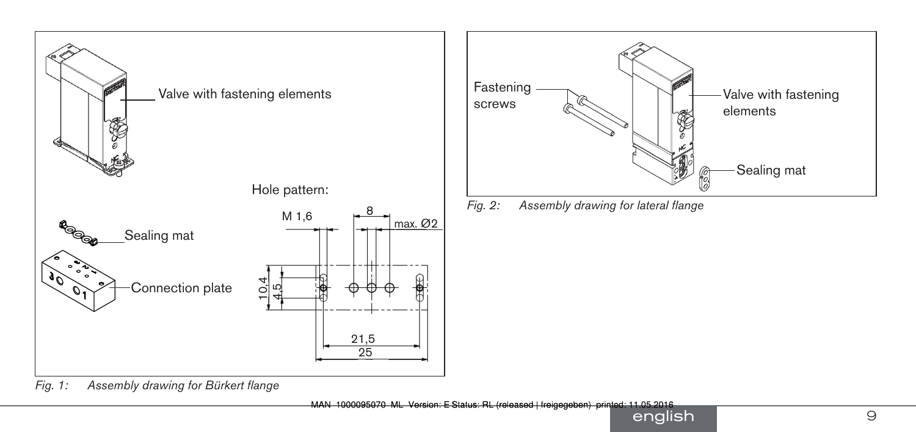Valve with fastening elements

Sealing mat

Connection plate

Hole pattern:

M 1,6

8

max. Ø2

10,4

4,5

21,5

25

*Fig. 1: Assembly drawing for Bürkert flange*

Fastening screws

Valve with fastening elements

Sealing mat

*Fig. 2: Assembly drawing for lateral flange*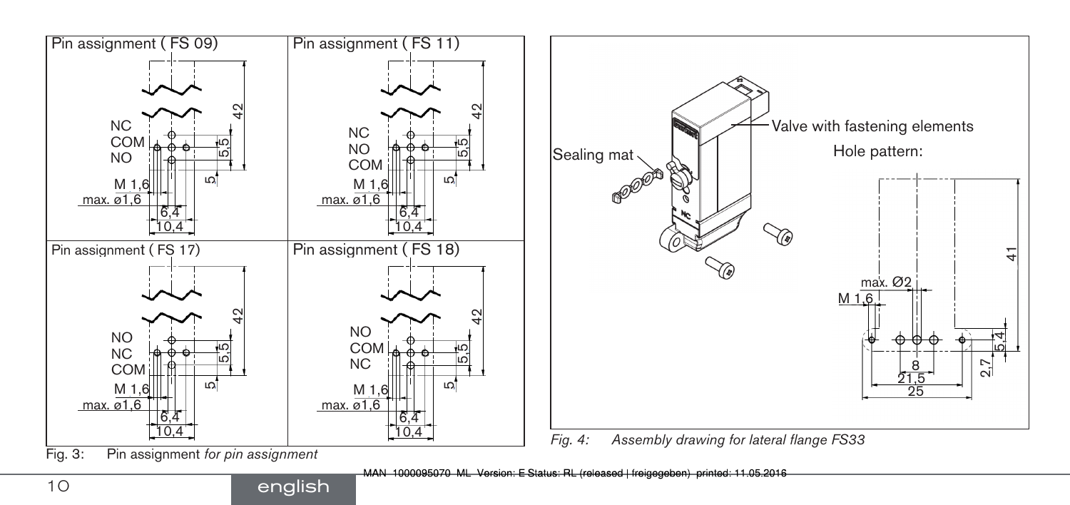Pin assignment ( FS 09)

NC
COM
NO

M 1,6
max. ø1,6
6,4
10,4
42
5,5
5

Pin assignment ( FS 11)

NC
NO
COM

M 1,6
max. ø1,6
6,4
10,4
42
5,5
5

Pin assignment ( FS 17)

NO
NC
COM

M 1,6
max. ø1,6
6,4
10,4
42
5,5
5

Pin assignment ( FS 18)

NO
COM
NC

M 1,6
max. ø1,6
6,4
10,4
42
5,5
5

Fig. 3: Pin assignment *for pin assignment*

Sealing mat

Valve with fastening elements

Hole pattern:

max. Ø2
M 1,6
8
21,5
25
41
5,4
2,7

*Fig. 4: Assembly drawing for lateral flange FS33*

MAN 1000095070 ML Version: E Status: RL (released | freigegeben) printed: 11.05.2016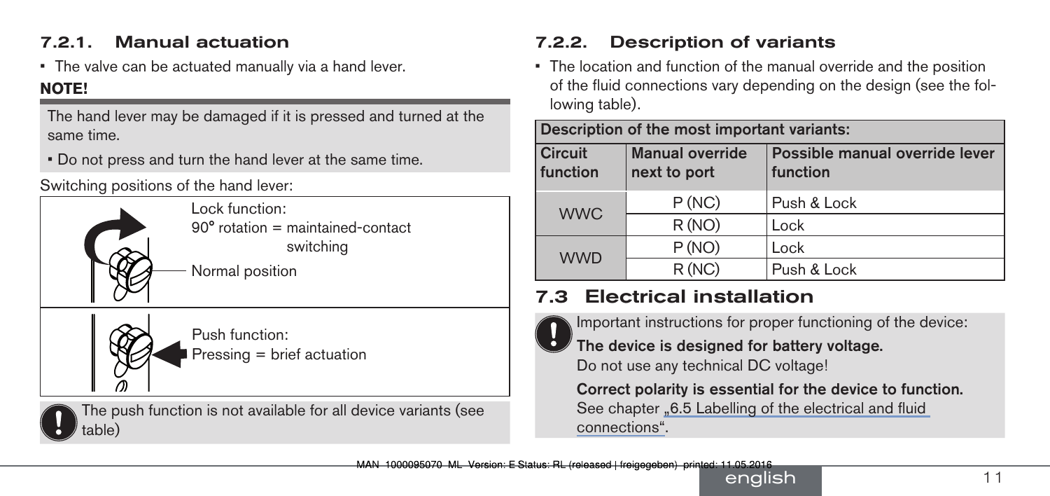### 7.2.1. Manual actuation

- The valve can be actuated manually via a hand lever.

**NOTE!**

The hand lever may be damaged if it is pressed and turned at the same time.

- Do not press and turn the hand lever at the same time.

Switching positions of the hand lever:

| | |
|---|---|
| | Lock function:<br>90° rotation = maintained-contact switching<br>Normal position |
| | Push function:<br>Pressing = brief actuation |

The push function is not available for all device variants (see table)

### 7.2.2. Description of variants

- The location and function of the manual override and the position of the fluid connections vary depending on the design (see the following table).

| Description of the most important variants: | | |
|---|---|---|
| **Circuit function** | **Manual override next to port** | **Possible manual override lever function** |
| WWC | P (NC) | Push & Lock |
| | R (NO) | Lock |
| WWD | P (NO) | Lock |
| | R (NC) | Push & Lock |

## 7.3 Electrical installation

Important instructions for proper functioning of the device:

**The device is designed for battery voltage.**
Do not use any technical DC voltage!

**Correct polarity is essential for the device to function.**
See chapter „6.5 Labelling of the electrical and fluid connections".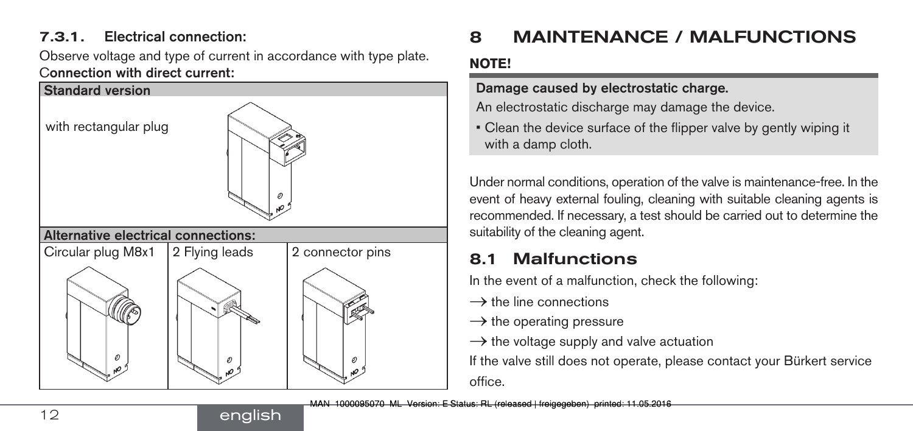#### 7.3.1. Electrical connection:

Observe voltage and type of current in accordance with type plate.

**Connection with direct current:**

| **Standard version** | | |
|---|---|---|
| with rectangular plug | | |
| **Alternative electrical connections:** | | |
| Circular plug M8x1 | 2 Flying leads | 2 connector pins |

## 8 MAINTENANCE / MALFUNCTIONS

**NOTE!**

**Damage caused by electrostatic charge.**

An electrostatic discharge may damage the device.

- Clean the device surface of the flipper valve by gently wiping it with a damp cloth.

Under normal conditions, operation of the valve is maintenance-free. In the event of heavy external fouling, cleaning with suitable cleaning agents is recommended. If necessary, a test should be carried out to determine the suitability of the cleaning agent.

### 8.1 Malfunctions

In the event of a malfunction, check the following:

→ the line connections

→ the operating pressure

→ the voltage supply and valve actuation

If the valve still does not operate, please contact your Bürkert service office.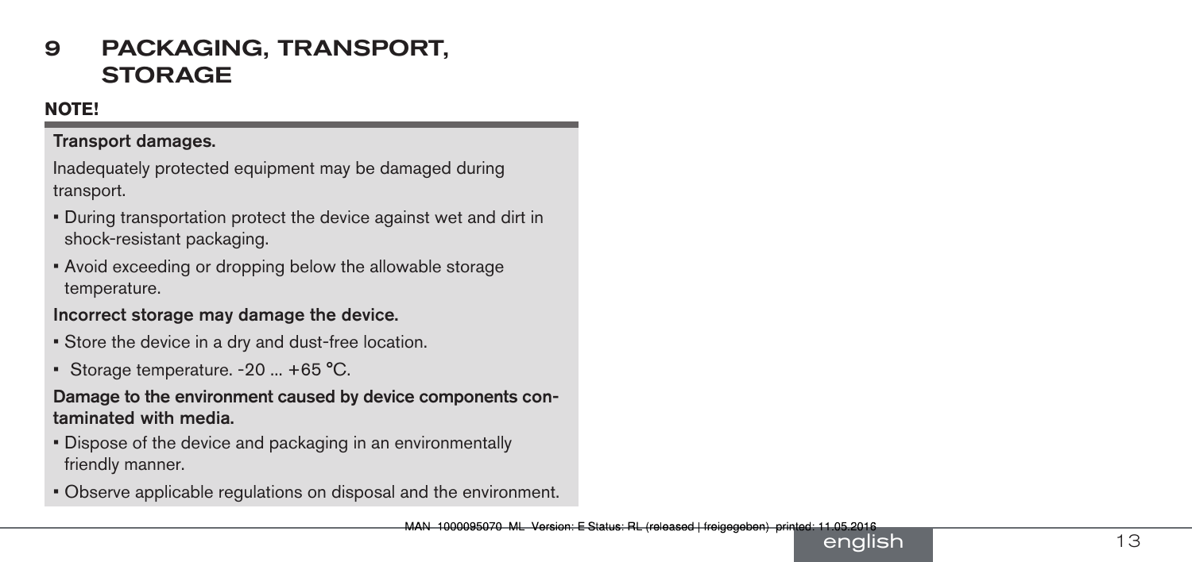# 9 PACKAGING, TRANSPORT, STORAGE

**NOTE!**

**Transport damages.**

Inadequately protected equipment may be damaged during transport.

- During transportation protect the device against wet and dirt in shock-resistant packaging.
- Avoid exceeding or dropping below the allowable storage temperature.

**Incorrect storage may damage the device.**

- Store the device in a dry and dust-free location.
- Storage temperature. -20 ... +65 °C.

**Damage to the environment caused by device components contaminated with media.**

- Dispose of the device and packaging in an environmentally friendly manner.
- Observe applicable regulations on disposal and the environment.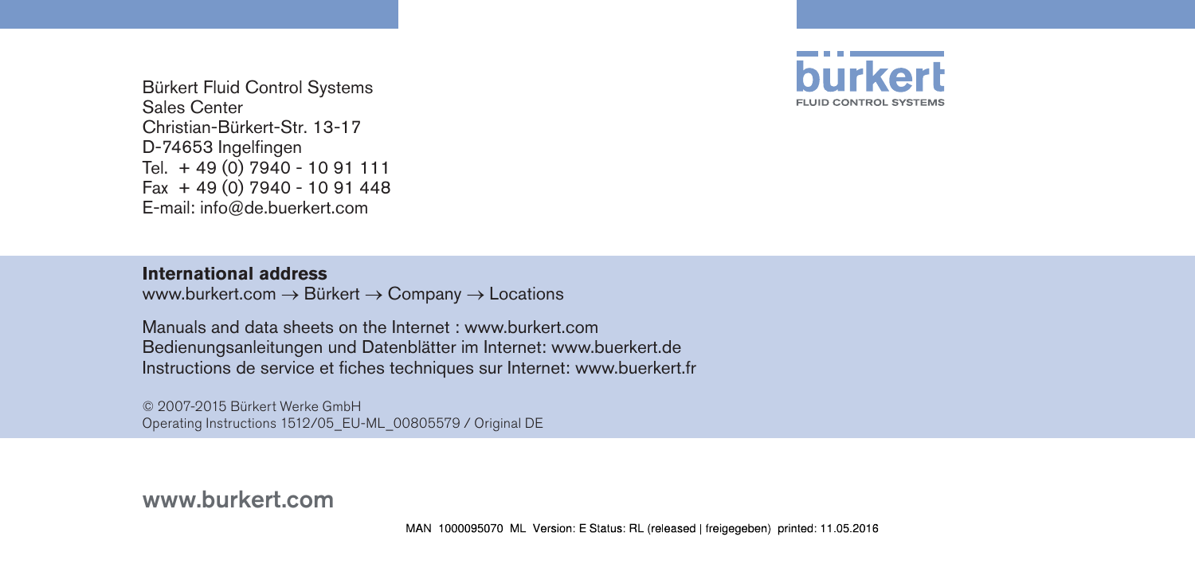Bürkert Fluid Control Systems
Sales Center
Christian-Bürkert-Str. 13-17
D-74653 Ingelfingen
Tel. + 49 (0) 7940 - 10 91 111
Fax + 49 (0) 7940 - 10 91 448
E-mail: info@de.buerkert.com

bürkert
FLUID CONTROL SYSTEMS

**International address**
www.burkert.com → Bürkert → Company → Locations

Manuals and data sheets on the Internet : www.burkert.com
Bedienungsanleitungen und Datenblätter im Internet: www.buerkert.de
Instructions de service et fiches techniques sur Internet: www.buerkert.fr

© 2007-2015 Bürkert Werke GmbH
Operating Instructions 1512/05_EU-ML_00805579 / Original DE

**www.burkert.com**

MAN 1000095070 ML Version: E Status: RL (released | freigegeben) printed: 11.05.2016